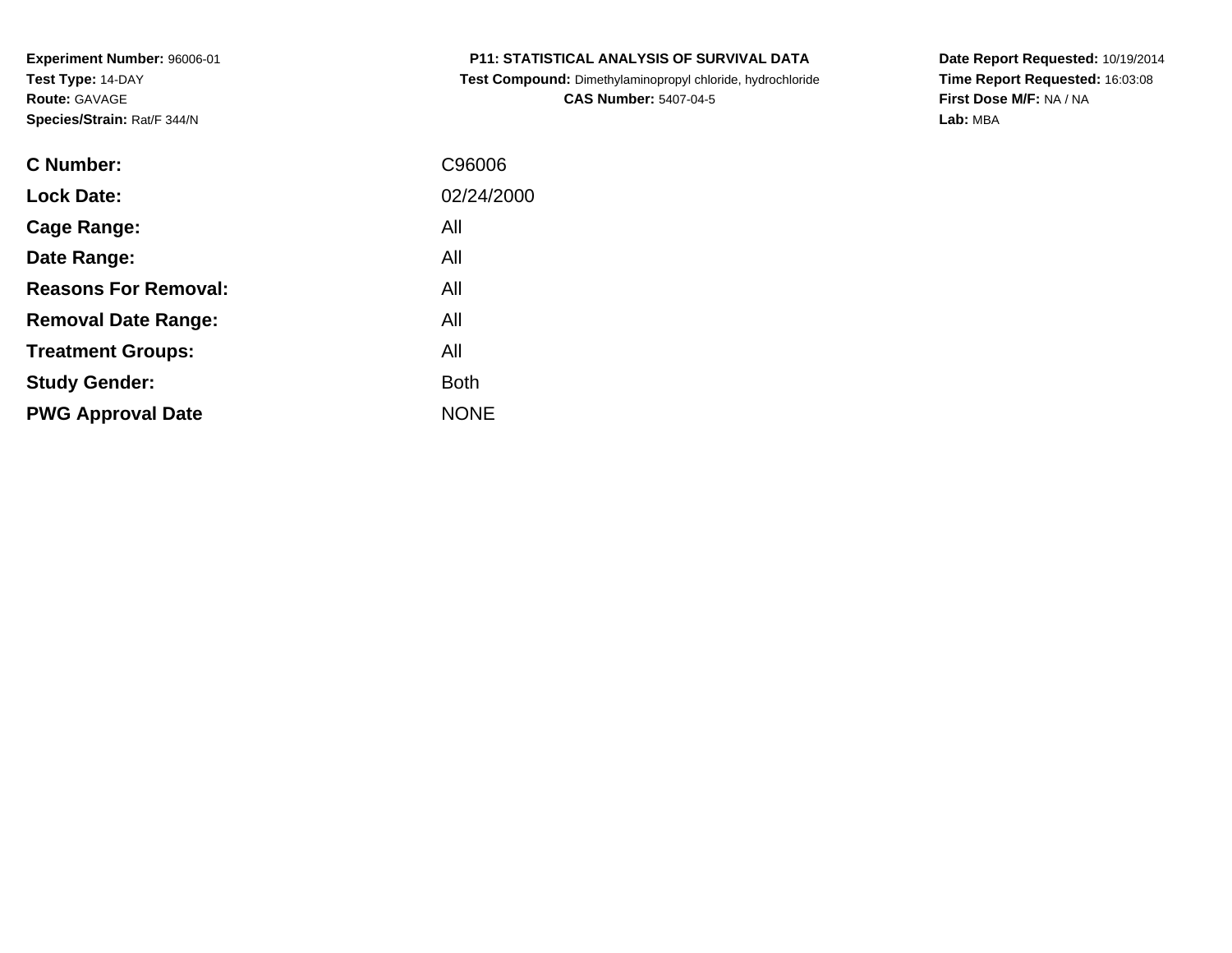**Experiment Number:** 96006-01
**Test Type:** 14-DAY
**Route:** GAVAGE
**Species/Strain:** Rat/F 344/N

**P11: STATISTICAL ANALYSIS OF SURVIVAL DATA**
**Test Compound:** Dimethylaminopropyl chloride, hydrochloride
**CAS Number:** 5407-04-5

**Date Report Requested:** 10/19/2014
**Time Report Requested:** 16:03:08
**First Dose M/F:** NA / NA
**Lab:** MBA

| | |
|---|---|
| **C Number:** | C96006 |
| **Lock Date:** | 02/24/2000 |
| **Cage Range:** | All |
| **Date Range:** | All |
| **Reasons For Removal:** | All |
| **Removal Date Range:** | All |
| **Treatment Groups:** | All |
| **Study Gender:** | Both |
| **PWG Approval Date** | NONE |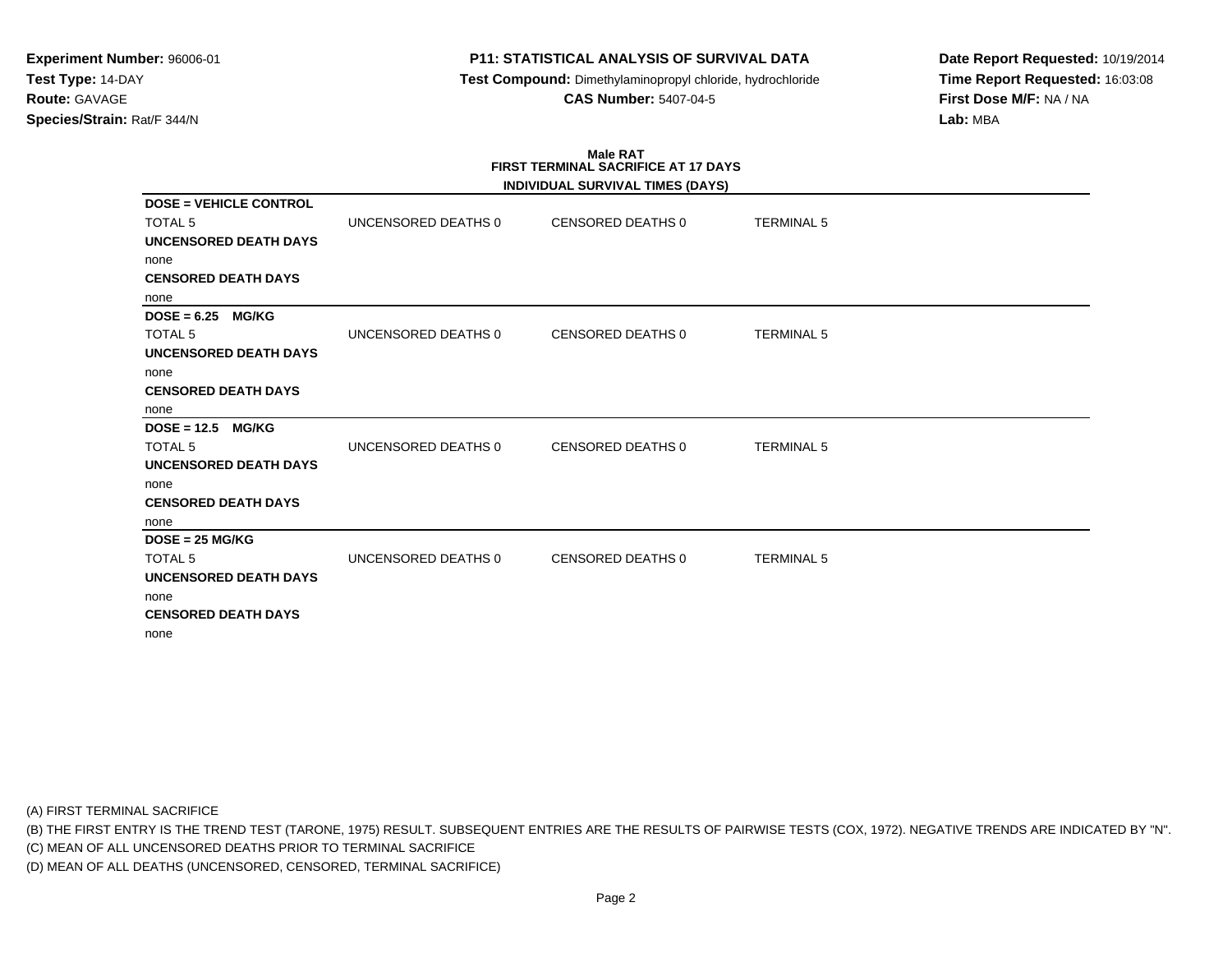**Experiment Number:** 96006-01
**Test Type:** 14-DAY
**Route:** GAVAGE
**Species/Strain:** Rat/F 344/N

**P11: STATISTICAL ANALYSIS OF SURVIVAL DATA**
**Test Compound:** Dimethylaminopropyl chloride, hydrochloride
**CAS Number:** 5407-04-5

**Date Report Requested:** 10/19/2014
**Time Report Requested:** 16:03:08
**First Dose M/F:** NA / NA
**Lab:** MBA

**Male RAT**
**FIRST TERMINAL SACRIFICE AT 17 DAYS**
**INDIVIDUAL SURVIVAL TIMES (DAYS)**

**DOSE = VEHICLE CONTROL**

| TOTAL 5 | UNCENSORED DEATHS 0 | CENSORED DEATHS 0 | TERMINAL 5 |
|---|---|---|---|

**UNCENSORED DEATH DAYS**
none
**CENSORED DEATH DAYS**
none

**DOSE = 6.25 MG/KG**

| TOTAL 5 | UNCENSORED DEATHS 0 | CENSORED DEATHS 0 | TERMINAL 5 |
|---|---|---|---|

**UNCENSORED DEATH DAYS**
none
**CENSORED DEATH DAYS**
none

**DOSE = 12.5 MG/KG**

| TOTAL 5 | UNCENSORED DEATHS 0 | CENSORED DEATHS 0 | TERMINAL 5 |
|---|---|---|---|

**UNCENSORED DEATH DAYS**
none
**CENSORED DEATH DAYS**
none

**DOSE = 25 MG/KG**

| TOTAL 5 | UNCENSORED DEATHS 0 | CENSORED DEATHS 0 | TERMINAL 5 |
|---|---|---|---|

**UNCENSORED DEATH DAYS**
none
**CENSORED DEATH DAYS**
none

(A) FIRST TERMINAL SACRIFICE
(B) THE FIRST ENTRY IS THE TREND TEST (TARONE, 1975) RESULT. SUBSEQUENT ENTRIES ARE THE RESULTS OF PAIRWISE TESTS (COX, 1972). NEGATIVE TRENDS ARE INDICATED BY "N".
(C) MEAN OF ALL UNCENSORED DEATHS PRIOR TO TERMINAL SACRIFICE
(D) MEAN OF ALL DEATHS (UNCENSORED, CENSORED, TERMINAL SACRIFICE)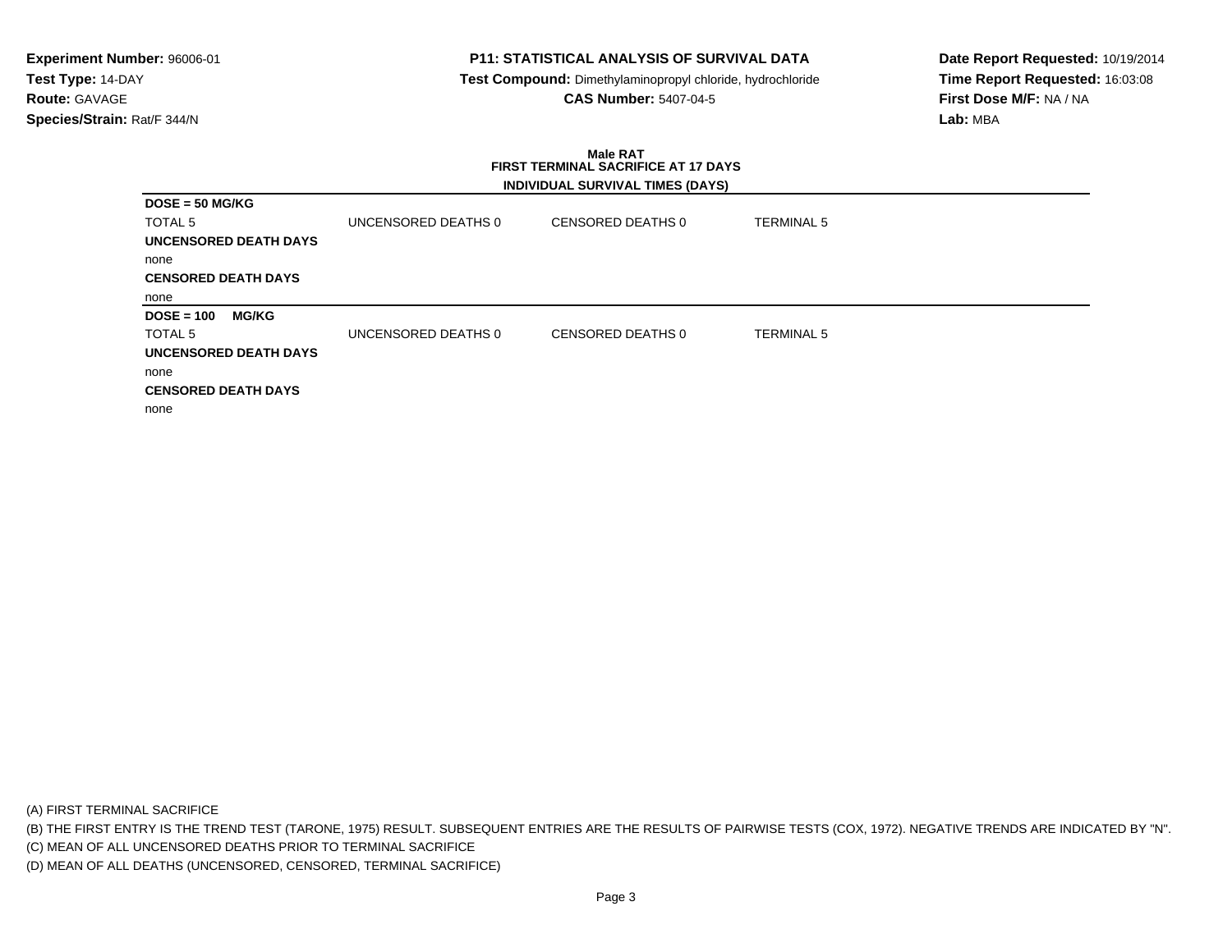**Experiment Number:** 96006-01
**Test Type:** 14-DAY
**Route:** GAVAGE
**Species/Strain:** Rat/F 344/N

**P11: STATISTICAL ANALYSIS OF SURVIVAL DATA**
**Test Compound:** Dimethylaminopropyl chloride, hydrochloride
**CAS Number:** 5407-04-5

**Date Report Requested:** 10/19/2014
**Time Report Requested:** 16:03:08
**First Dose M/F:** NA / NA
**Lab:** MBA

**Male RAT**
**FIRST TERMINAL SACRIFICE AT 17 DAYS**
**INDIVIDUAL SURVIVAL TIMES (DAYS)**

**DOSE = 50 MG/KG**

| TOTAL 5 | UNCENSORED DEATHS 0 | CENSORED DEATHS 0 | TERMINAL 5 |
|---|---|---|---|

**UNCENSORED DEATH DAYS**

none

**CENSORED DEATH DAYS**

none

**DOSE = 100 MG/KG**

| TOTAL 5 | UNCENSORED DEATHS 0 | CENSORED DEATHS 0 | TERMINAL 5 |
|---|---|---|---|

**UNCENSORED DEATH DAYS**

none

**CENSORED DEATH DAYS**

none

(A) FIRST TERMINAL SACRIFICE
(B) THE FIRST ENTRY IS THE TREND TEST (TARONE, 1975) RESULT. SUBSEQUENT ENTRIES ARE THE RESULTS OF PAIRWISE TESTS (COX, 1972). NEGATIVE TRENDS ARE INDICATED BY "N".
(C) MEAN OF ALL UNCENSORED DEATHS PRIOR TO TERMINAL SACRIFICE
(D) MEAN OF ALL DEATHS (UNCENSORED, CENSORED, TERMINAL SACRIFICE)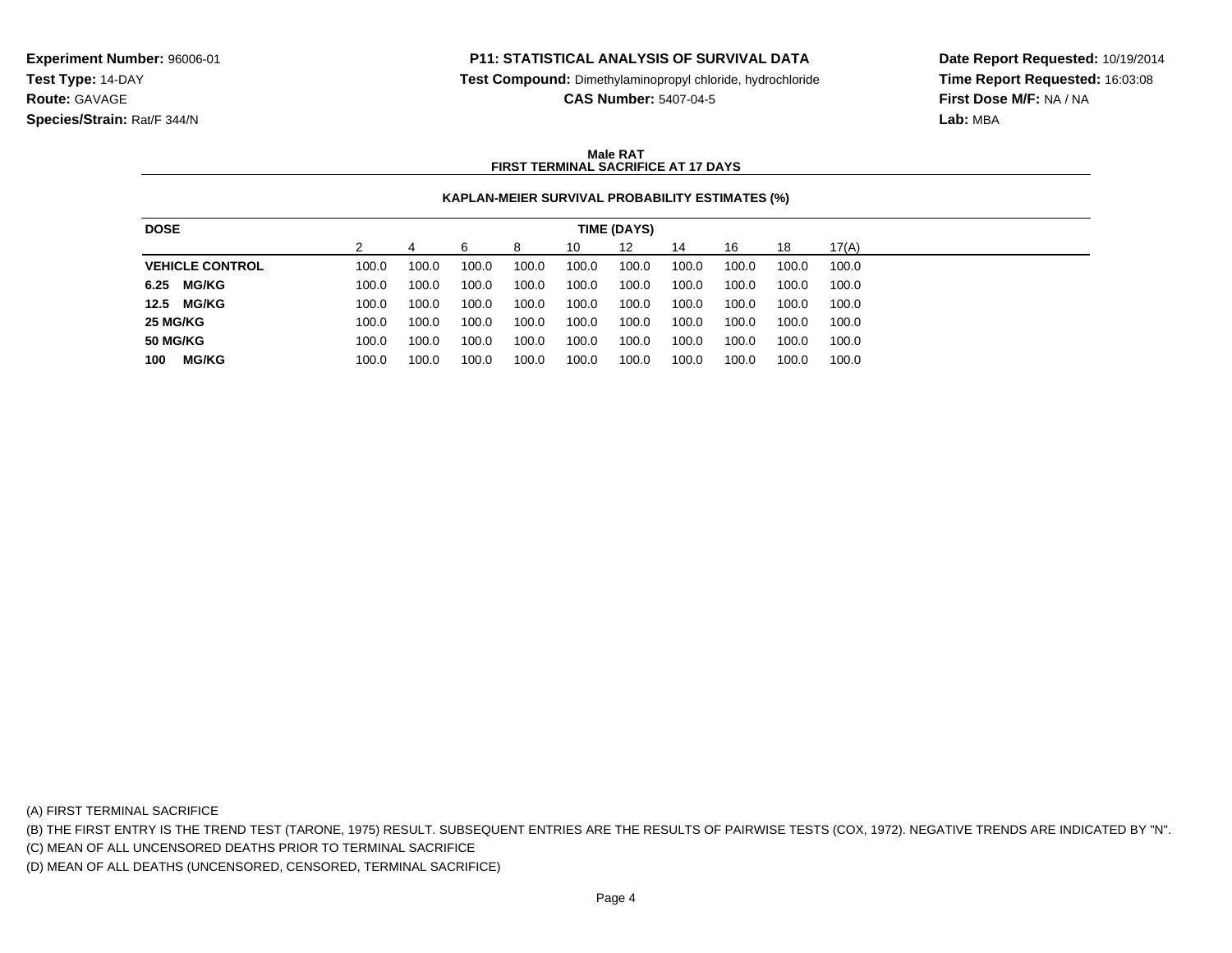**Experiment Number:** 96006-01
**Test Type:** 14-DAY
**Route:** GAVAGE
**Species/Strain:** Rat/F 344/N

**P11: STATISTICAL ANALYSIS OF SURVIVAL DATA**
**Test Compound:** Dimethylaminopropyl chloride, hydrochloride
**CAS Number:** 5407-04-5

**Date Report Requested:** 10/19/2014
**Time Report Requested:** 16:03:08
**First Dose M/F:** NA / NA
**Lab:** MBA

**Male RAT**
**FIRST TERMINAL SACRIFICE AT 17 DAYS**

**KAPLAN-MEIER SURVIVAL PROBABILITY ESTIMATES (%)**

| DOSE | TIME (DAYS) | | | | | | | | | |
|---|---|---|---|---|---|---|---|---|---|---|
| | 2 | 4 | 6 | 8 | 10 | 12 | 14 | 16 | 18 | 17(A) |
| **VEHICLE CONTROL** | 100.0 | 100.0 | 100.0 | 100.0 | 100.0 | 100.0 | 100.0 | 100.0 | 100.0 | 100.0 |
| **6.25 MG/KG** | 100.0 | 100.0 | 100.0 | 100.0 | 100.0 | 100.0 | 100.0 | 100.0 | 100.0 | 100.0 |
| **12.5 MG/KG** | 100.0 | 100.0 | 100.0 | 100.0 | 100.0 | 100.0 | 100.0 | 100.0 | 100.0 | 100.0 |
| **25 MG/KG** | 100.0 | 100.0 | 100.0 | 100.0 | 100.0 | 100.0 | 100.0 | 100.0 | 100.0 | 100.0 |
| **50 MG/KG** | 100.0 | 100.0 | 100.0 | 100.0 | 100.0 | 100.0 | 100.0 | 100.0 | 100.0 | 100.0 |
| **100 MG/KG** | 100.0 | 100.0 | 100.0 | 100.0 | 100.0 | 100.0 | 100.0 | 100.0 | 100.0 | 100.0 |

(A) FIRST TERMINAL SACRIFICE
(B) THE FIRST ENTRY IS THE TREND TEST (TARONE, 1975) RESULT. SUBSEQUENT ENTRIES ARE THE RESULTS OF PAIRWISE TESTS (COX, 1972). NEGATIVE TRENDS ARE INDICATED BY "N".
(C) MEAN OF ALL UNCENSORED DEATHS PRIOR TO TERMINAL SACRIFICE
(D) MEAN OF ALL DEATHS (UNCENSORED, CENSORED, TERMINAL SACRIFICE)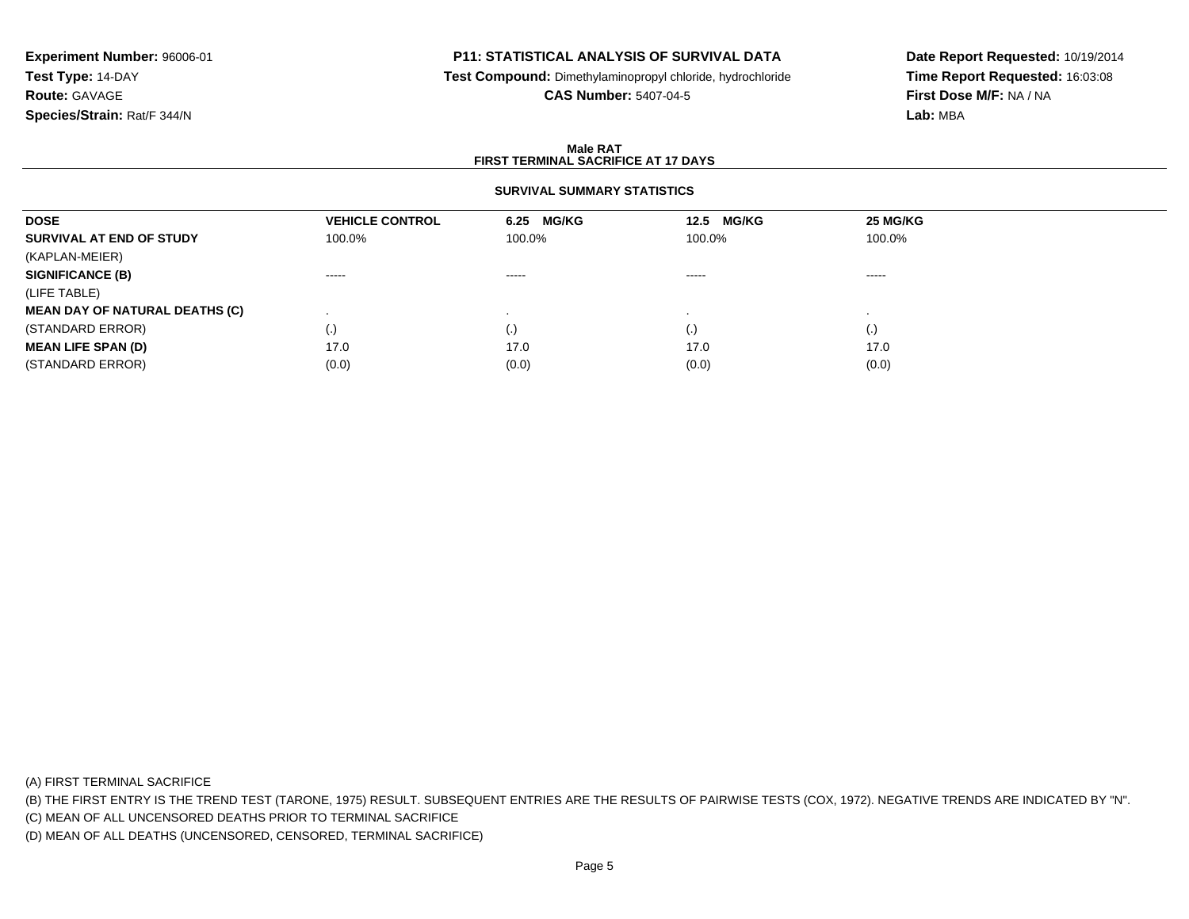**Experiment Number:** 96006-01
**Test Type:** 14-DAY
**Route:** GAVAGE
**Species/Strain:** Rat/F 344/N

**P11: STATISTICAL ANALYSIS OF SURVIVAL DATA**
**Test Compound:** Dimethylaminopropyl chloride, hydrochloride
**CAS Number:** 5407-04-5

**Date Report Requested:** 10/19/2014
**Time Report Requested:** 16:03:08
**First Dose M/F:** NA / NA
**Lab:** MBA

## Male RAT
## FIRST TERMINAL SACRIFICE AT 17 DAYS

### SURVIVAL SUMMARY STATISTICS

| DOSE | VEHICLE CONTROL | 6.25 MG/KG | 12.5 MG/KG | 25 MG/KG |
|---|---|---|---|---|
| **SURVIVAL AT END OF STUDY** | 100.0% | 100.0% | 100.0% | 100.0% |
| (KAPLAN-MEIER) | | | | |
| **SIGNIFICANCE (B)** | ----- | ----- | ----- | ----- |
| (LIFE TABLE) | | | | |
| **MEAN DAY OF NATURAL DEATHS (C)** | . | . | . | . |
| (STANDARD ERROR) | (.) | (.) | (.) | (.) |
| **MEAN LIFE SPAN (D)** | 17.0 | 17.0 | 17.0 | 17.0 |
| (STANDARD ERROR) | (0.0) | (0.0) | (0.0) | (0.0) |

(A) FIRST TERMINAL SACRIFICE
(B) THE FIRST ENTRY IS THE TREND TEST (TARONE, 1975) RESULT. SUBSEQUENT ENTRIES ARE THE RESULTS OF PAIRWISE TESTS (COX, 1972). NEGATIVE TRENDS ARE INDICATED BY "N".
(C) MEAN OF ALL UNCENSORED DEATHS PRIOR TO TERMINAL SACRIFICE
(D) MEAN OF ALL DEATHS (UNCENSORED, CENSORED, TERMINAL SACRIFICE)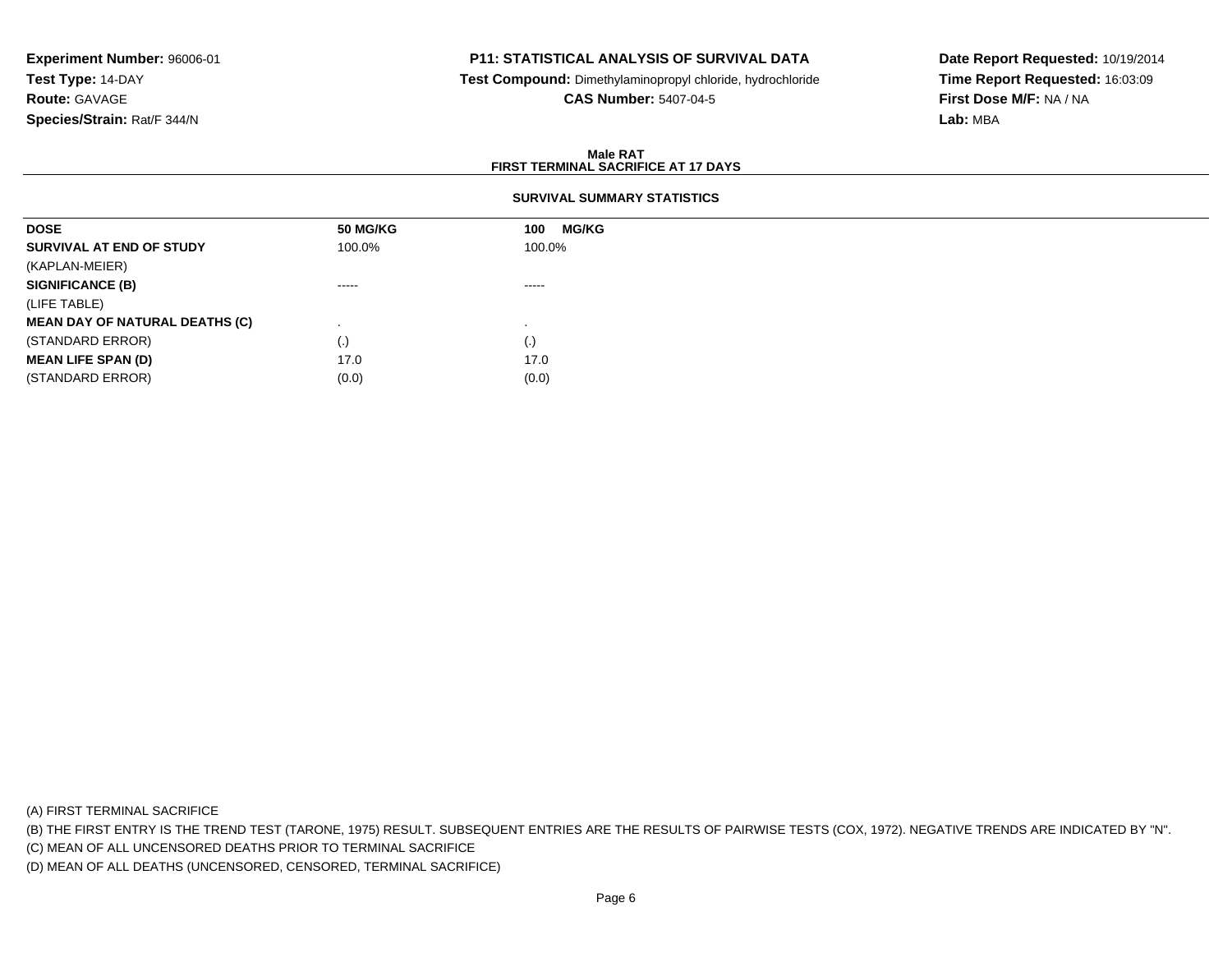**Experiment Number:** 96006-01
**Test Type:** 14-DAY
**Route:** GAVAGE
**Species/Strain:** Rat/F 344/N

**P11: STATISTICAL ANALYSIS OF SURVIVAL DATA**
**Test Compound:** Dimethylaminopropyl chloride, hydrochloride
**CAS Number:** 5407-04-5

**Date Report Requested:** 10/19/2014
**Time Report Requested:** 16:03:09
**First Dose M/F:** NA / NA
**Lab:** MBA

## Male RAT
## FIRST TERMINAL SACRIFICE AT 17 DAYS

### SURVIVAL SUMMARY STATISTICS

| DOSE | 50 MG/KG | 100 MG/KG |
|---|---|---|
| SURVIVAL AT END OF STUDY | 100.0% | 100.0% |
| (KAPLAN-MEIER) | | |
| SIGNIFICANCE (B) | ----- | ----- |
| (LIFE TABLE) | | |
| MEAN DAY OF NATURAL DEATHS (C) | . | . |
| (STANDARD ERROR) | (.) | (.) |
| MEAN LIFE SPAN (D) | 17.0 | 17.0 |
| (STANDARD ERROR) | (0.0) | (0.0) |

(A) FIRST TERMINAL SACRIFICE
(B) THE FIRST ENTRY IS THE TREND TEST (TARONE, 1975) RESULT. SUBSEQUENT ENTRIES ARE THE RESULTS OF PAIRWISE TESTS (COX, 1972). NEGATIVE TRENDS ARE INDICATED BY "N".
(C) MEAN OF ALL UNCENSORED DEATHS PRIOR TO TERMINAL SACRIFICE
(D) MEAN OF ALL DEATHS (UNCENSORED, CENSORED, TERMINAL SACRIFICE)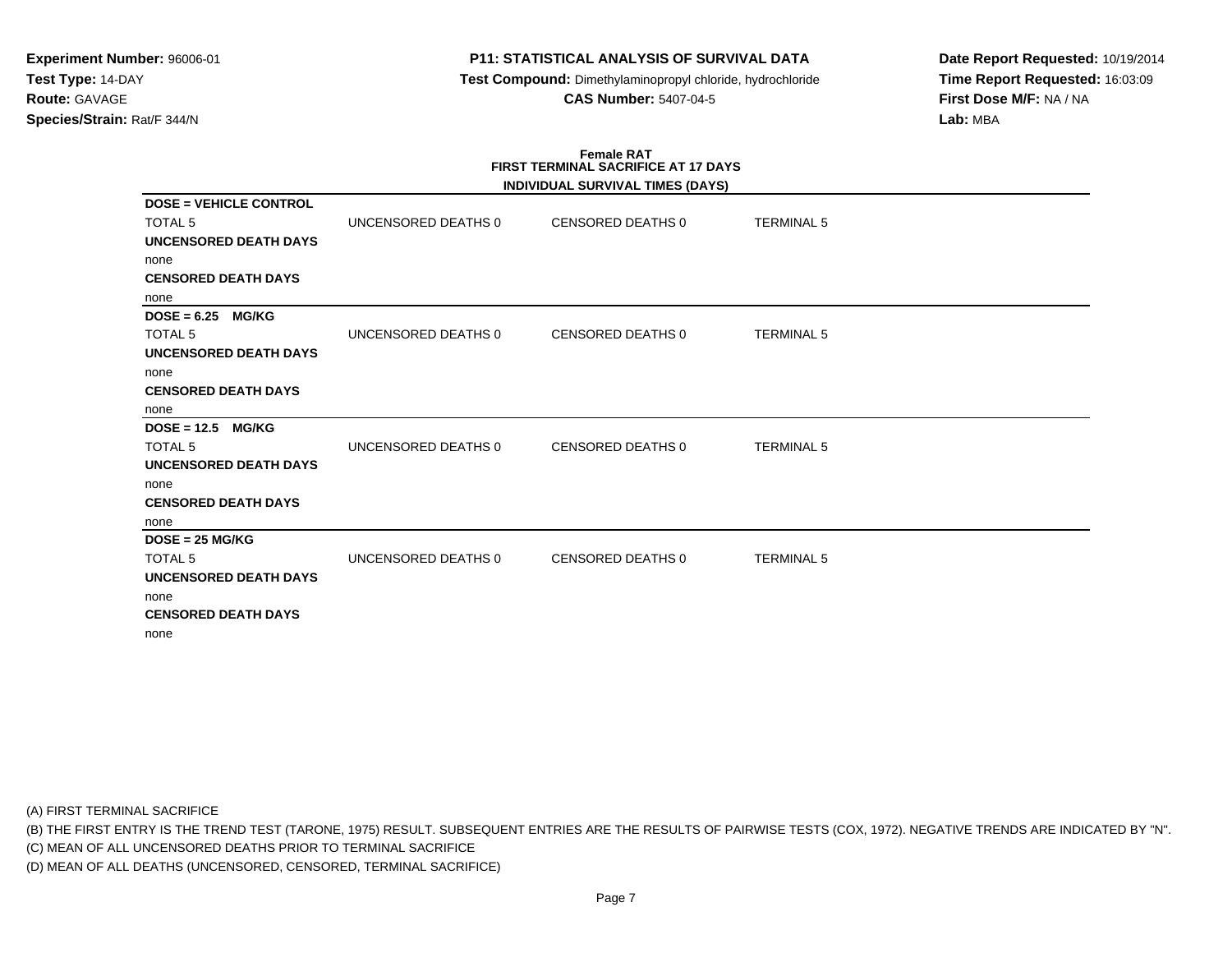**Experiment Number:** 96006-01
**Test Type:** 14-DAY
**Route:** GAVAGE
**Species/Strain:** Rat/F 344/N

**P11: STATISTICAL ANALYSIS OF SURVIVAL DATA**
**Test Compound:** Dimethylaminopropyl chloride, hydrochloride
**CAS Number:** 5407-04-5

**Date Report Requested:** 10/19/2014
**Time Report Requested:** 16:03:09
**First Dose M/F:** NA / NA
**Lab:** MBA

## Female RAT
## FIRST TERMINAL SACRIFICE AT 17 DAYS
### INDIVIDUAL SURVIVAL TIMES (DAYS)

**DOSE = VEHICLE CONTROL**

| TOTAL 5 | UNCENSORED DEATHS 0 | CENSORED DEATHS 0 | TERMINAL 5 |
|---|---|---|---|

**UNCENSORED DEATH DAYS**
none
**CENSORED DEATH DAYS**
none

**DOSE = 6.25 MG/KG**

| TOTAL 5 | UNCENSORED DEATHS 0 | CENSORED DEATHS 0 | TERMINAL 5 |
|---|---|---|---|

**UNCENSORED DEATH DAYS**
none
**CENSORED DEATH DAYS**
none

**DOSE = 12.5 MG/KG**

| TOTAL 5 | UNCENSORED DEATHS 0 | CENSORED DEATHS 0 | TERMINAL 5 |
|---|---|---|---|

**UNCENSORED DEATH DAYS**
none
**CENSORED DEATH DAYS**
none

**DOSE = 25 MG/KG**

| TOTAL 5 | UNCENSORED DEATHS 0 | CENSORED DEATHS 0 | TERMINAL 5 |
|---|---|---|---|

**UNCENSORED DEATH DAYS**
none
**CENSORED DEATH DAYS**
none

(A) FIRST TERMINAL SACRIFICE
(B) THE FIRST ENTRY IS THE TREND TEST (TARONE, 1975) RESULT. SUBSEQUENT ENTRIES ARE THE RESULTS OF PAIRWISE TESTS (COX, 1972). NEGATIVE TRENDS ARE INDICATED BY "N".
(C) MEAN OF ALL UNCENSORED DEATHS PRIOR TO TERMINAL SACRIFICE
(D) MEAN OF ALL DEATHS (UNCENSORED, CENSORED, TERMINAL SACRIFICE)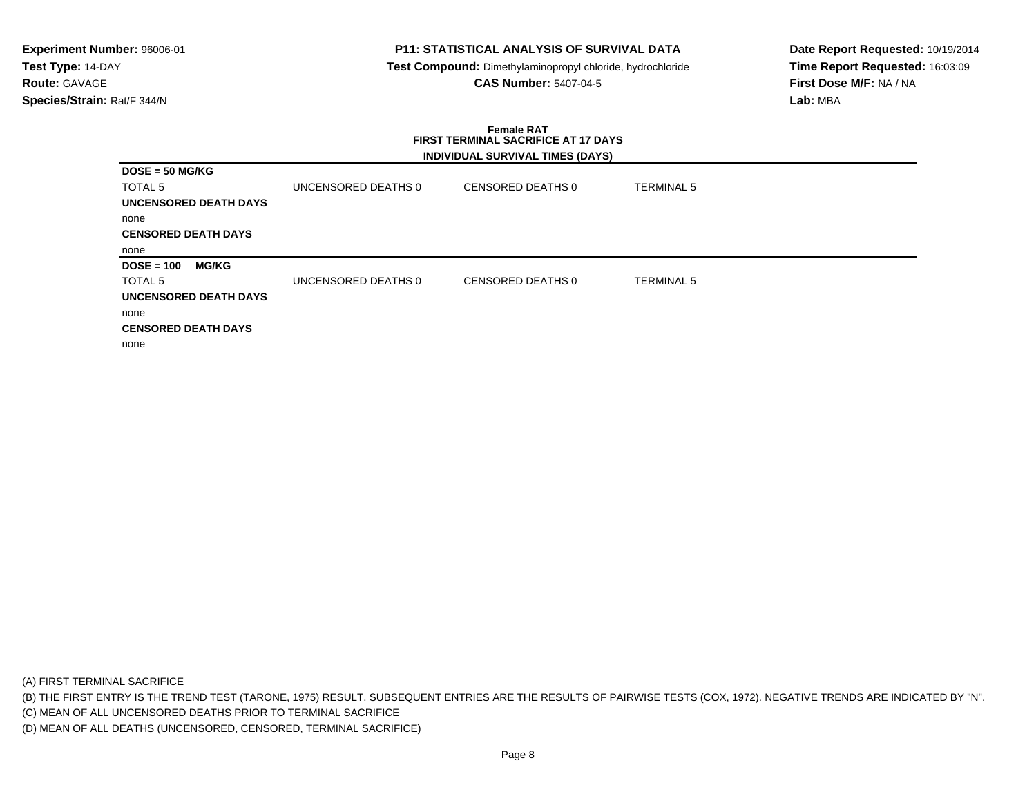**Experiment Number:** 96006-01
**Test Type:** 14-DAY
**Route:** GAVAGE
**Species/Strain:** Rat/F 344/N

**P11: STATISTICAL ANALYSIS OF SURVIVAL DATA**
**Test Compound:** Dimethylaminopropyl chloride, hydrochloride
**CAS Number:** 5407-04-5

**Date Report Requested:** 10/19/2014
**Time Report Requested:** 16:03:09
**First Dose M/F:** NA / NA
**Lab:** MBA

**Female RAT**
**FIRST TERMINAL SACRIFICE AT 17 DAYS**
**INDIVIDUAL SURVIVAL TIMES (DAYS)**

**DOSE = 50 MG/KG**

| TOTAL 5 | UNCENSORED DEATHS 0 | CENSORED DEATHS 0 | TERMINAL 5 |
|---|---|---|---|

**UNCENSORED DEATH DAYS**

none

**CENSORED DEATH DAYS**

none

**DOSE = 100 MG/KG**

| TOTAL 5 | UNCENSORED DEATHS 0 | CENSORED DEATHS 0 | TERMINAL 5 |
|---|---|---|---|

**UNCENSORED DEATH DAYS**

none

**CENSORED DEATH DAYS**

none

(A) FIRST TERMINAL SACRIFICE
(B) THE FIRST ENTRY IS THE TREND TEST (TARONE, 1975) RESULT. SUBSEQUENT ENTRIES ARE THE RESULTS OF PAIRWISE TESTS (COX, 1972). NEGATIVE TRENDS ARE INDICATED BY "N".
(C) MEAN OF ALL UNCENSORED DEATHS PRIOR TO TERMINAL SACRIFICE
(D) MEAN OF ALL DEATHS (UNCENSORED, CENSORED, TERMINAL SACRIFICE)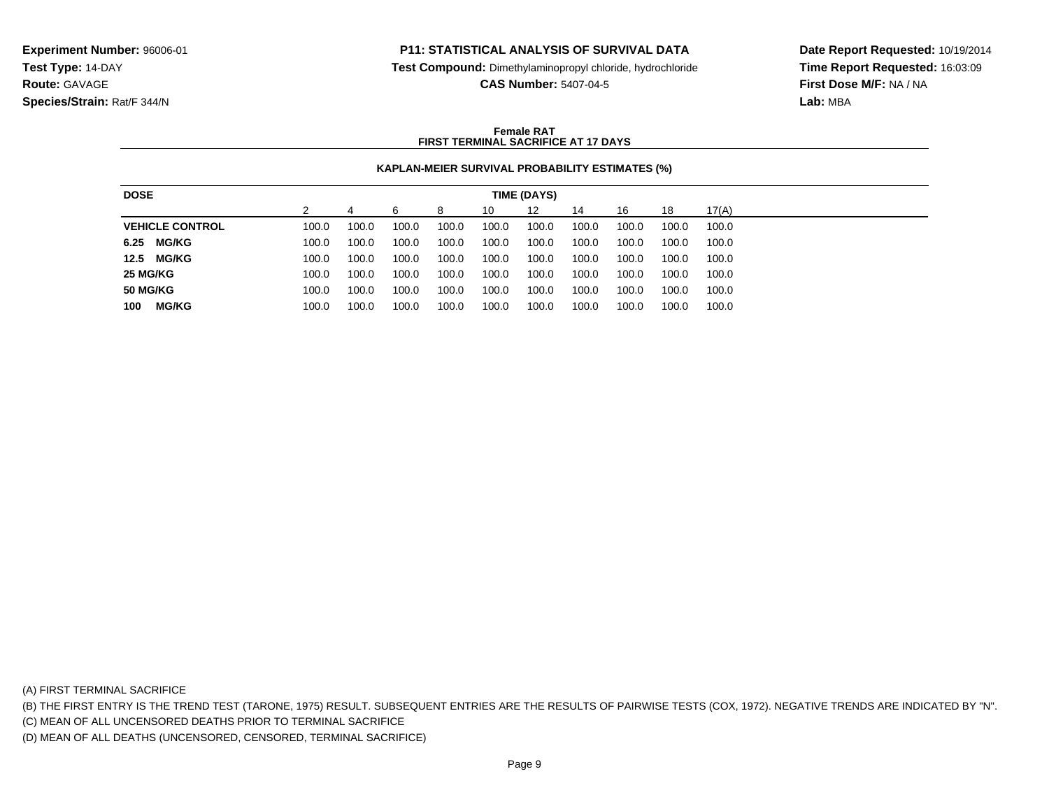**Experiment Number:** 96006-01
**Test Type:** 14-DAY
**Route:** GAVAGE
**Species/Strain:** Rat/F 344/N

**P11: STATISTICAL ANALYSIS OF SURVIVAL DATA**
**Test Compound:** Dimethylaminopropyl chloride, hydrochloride
**CAS Number:** 5407-04-5

**Date Report Requested:** 10/19/2014
**Time Report Requested:** 16:03:09
**First Dose M/F:** NA / NA
**Lab:** MBA

**Female RAT**
**FIRST TERMINAL SACRIFICE AT 17 DAYS**

**KAPLAN-MEIER SURVIVAL PROBABILITY ESTIMATES (%)**

| DOSE | TIME (DAYS) | | | | | | | | | |
|---|---|---|---|---|---|---|---|---|---|---|
| | 2 | 4 | 6 | 8 | 10 | 12 | 14 | 16 | 18 | 17(A) |
| **VEHICLE CONTROL** | 100.0 | 100.0 | 100.0 | 100.0 | 100.0 | 100.0 | 100.0 | 100.0 | 100.0 | 100.0 |
| **6.25 MG/KG** | 100.0 | 100.0 | 100.0 | 100.0 | 100.0 | 100.0 | 100.0 | 100.0 | 100.0 | 100.0 |
| **12.5 MG/KG** | 100.0 | 100.0 | 100.0 | 100.0 | 100.0 | 100.0 | 100.0 | 100.0 | 100.0 | 100.0 |
| **25 MG/KG** | 100.0 | 100.0 | 100.0 | 100.0 | 100.0 | 100.0 | 100.0 | 100.0 | 100.0 | 100.0 |
| **50 MG/KG** | 100.0 | 100.0 | 100.0 | 100.0 | 100.0 | 100.0 | 100.0 | 100.0 | 100.0 | 100.0 |
| **100 MG/KG** | 100.0 | 100.0 | 100.0 | 100.0 | 100.0 | 100.0 | 100.0 | 100.0 | 100.0 | 100.0 |

(A) FIRST TERMINAL SACRIFICE
(B) THE FIRST ENTRY IS THE TREND TEST (TARONE, 1975) RESULT. SUBSEQUENT ENTRIES ARE THE RESULTS OF PAIRWISE TESTS (COX, 1972). NEGATIVE TRENDS ARE INDICATED BY "N".
(C) MEAN OF ALL UNCENSORED DEATHS PRIOR TO TERMINAL SACRIFICE
(D) MEAN OF ALL DEATHS (UNCENSORED, CENSORED, TERMINAL SACRIFICE)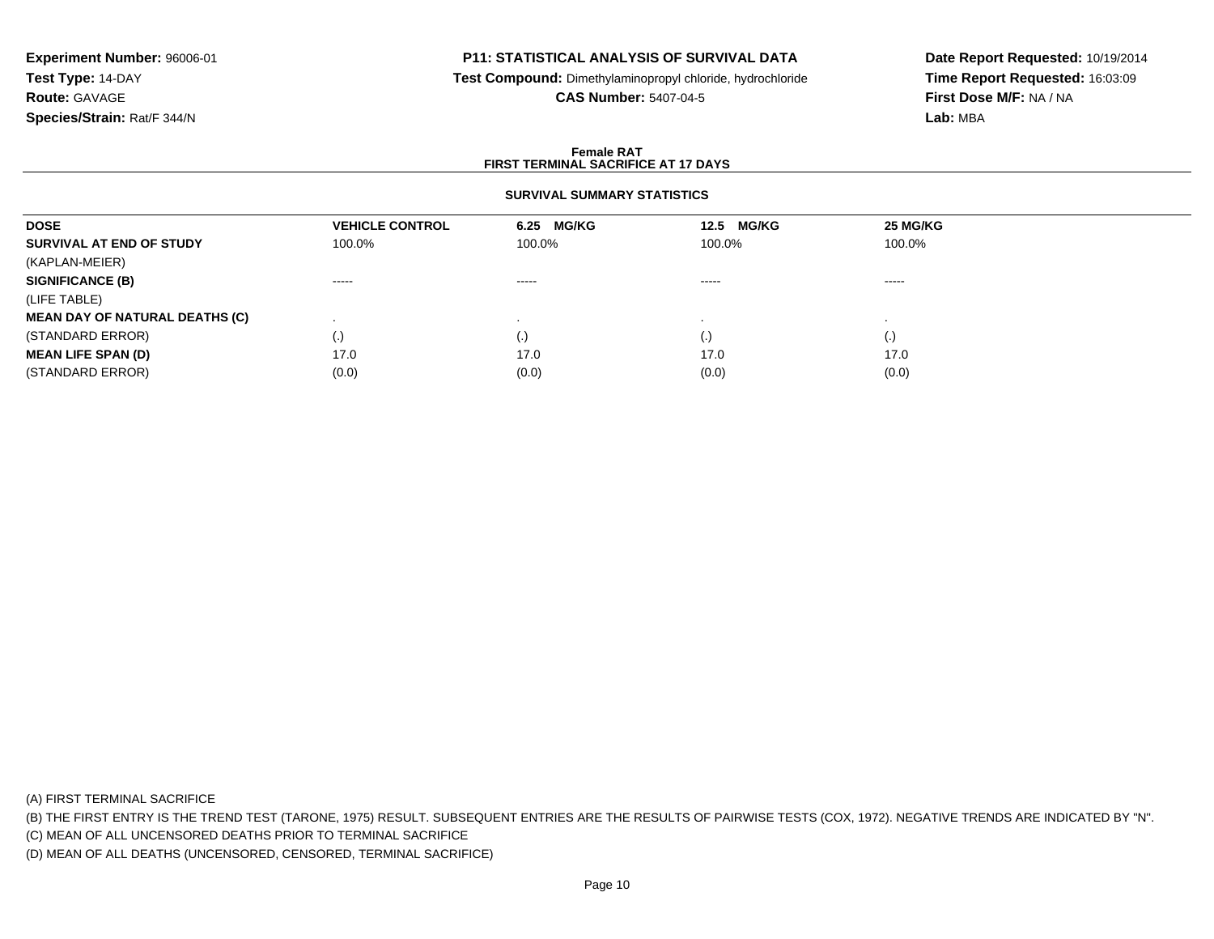**Experiment Number:** 96006-01
**Test Type:** 14-DAY
**Route:** GAVAGE
**Species/Strain:** Rat/F 344/N

**P11: STATISTICAL ANALYSIS OF SURVIVAL DATA**
**Test Compound:** Dimethylaminopropyl chloride, hydrochloride
**CAS Number:** 5407-04-5

**Date Report Requested:** 10/19/2014
**Time Report Requested:** 16:03:09
**First Dose M/F:** NA / NA
**Lab:** MBA

**Female RAT**
**FIRST TERMINAL SACRIFICE AT 17 DAYS**

**SURVIVAL SUMMARY STATISTICS**

| DOSE | VEHICLE CONTROL | 6.25 MG/KG | 12.5 MG/KG | 25 MG/KG |
|---|---|---|---|---|
| **SURVIVAL AT END OF STUDY** | 100.0% | 100.0% | 100.0% | 100.0% |
| (KAPLAN-MEIER) | | | | |
| **SIGNIFICANCE (B)** | ----- | ----- | ----- | ----- |
| (LIFE TABLE) | | | | |
| **MEAN DAY OF NATURAL DEATHS (C)** | . | . | . | . |
| (STANDARD ERROR) | (.) | (.) | (.) | (.) |
| **MEAN LIFE SPAN (D)** | 17.0 | 17.0 | 17.0 | 17.0 |
| (STANDARD ERROR) | (0.0) | (0.0) | (0.0) | (0.0) |

(A) FIRST TERMINAL SACRIFICE
(B) THE FIRST ENTRY IS THE TREND TEST (TARONE, 1975) RESULT. SUBSEQUENT ENTRIES ARE THE RESULTS OF PAIRWISE TESTS (COX, 1972). NEGATIVE TRENDS ARE INDICATED BY "N".
(C) MEAN OF ALL UNCENSORED DEATHS PRIOR TO TERMINAL SACRIFICE
(D) MEAN OF ALL DEATHS (UNCENSORED, CENSORED, TERMINAL SACRIFICE)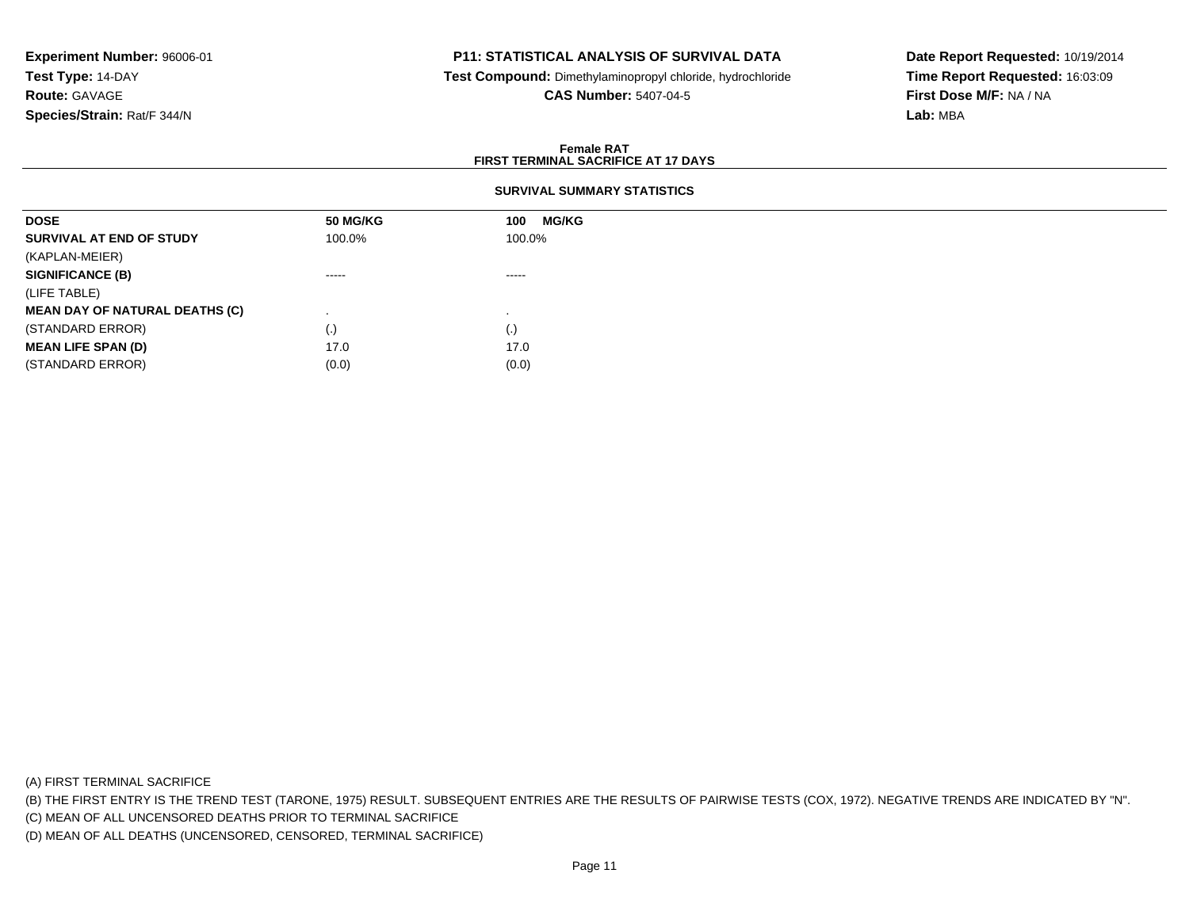**Experiment Number:** 96006-01
**Test Type:** 14-DAY
**Route:** GAVAGE
**Species/Strain:** Rat/F 344/N

**P11: STATISTICAL ANALYSIS OF SURVIVAL DATA**
**Test Compound:** Dimethylaminopropyl chloride, hydrochloride
**CAS Number:** 5407-04-5

**Date Report Requested:** 10/19/2014
**Time Report Requested:** 16:03:09
**First Dose M/F:** NA / NA
**Lab:** MBA

**Female RAT**
**FIRST TERMINAL SACRIFICE AT 17 DAYS**

**SURVIVAL SUMMARY STATISTICS**

| **DOSE** | **50 MG/KG** | **100 MG/KG** |
|---|---|---|
| **SURVIVAL AT END OF STUDY** | 100.0% | 100.0% |
| (KAPLAN-MEIER) | | |
| **SIGNIFICANCE (B)** | ----- | ----- |
| (LIFE TABLE) | | |
| **MEAN DAY OF NATURAL DEATHS (C)** | . | . |
| (STANDARD ERROR) | (.) | (.) |
| **MEAN LIFE SPAN (D)** | 17.0 | 17.0 |
| (STANDARD ERROR) | (0.0) | (0.0) |

(A) FIRST TERMINAL SACRIFICE
(B) THE FIRST ENTRY IS THE TREND TEST (TARONE, 1975) RESULT. SUBSEQUENT ENTRIES ARE THE RESULTS OF PAIRWISE TESTS (COX, 1972). NEGATIVE TRENDS ARE INDICATED BY "N".
(C) MEAN OF ALL UNCENSORED DEATHS PRIOR TO TERMINAL SACRIFICE
(D) MEAN OF ALL DEATHS (UNCENSORED, CENSORED, TERMINAL SACRIFICE)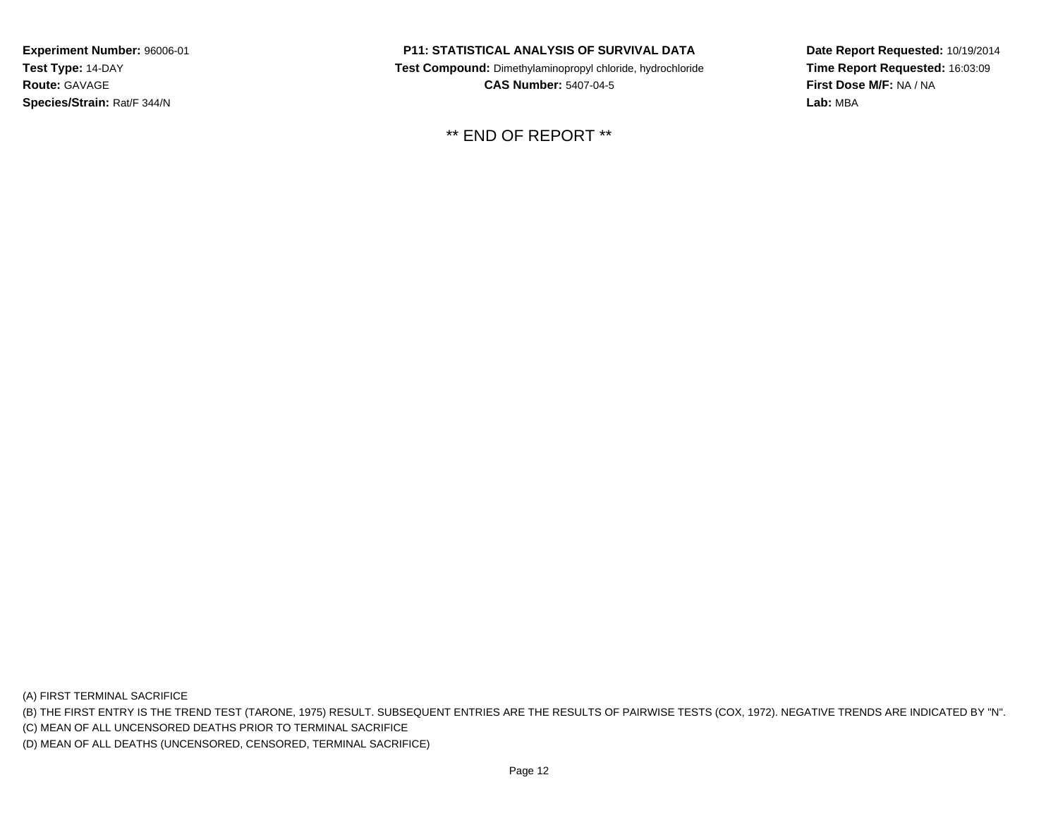**Experiment Number:** 96006-01
**Test Type:** 14-DAY
**Route:** GAVAGE
**Species/Strain:** Rat/F 344/N

**P11: STATISTICAL ANALYSIS OF SURVIVAL DATA**
**Test Compound:** Dimethylaminopropyl chloride, hydrochloride
**CAS Number:** 5407-04-5

**Date Report Requested:** 10/19/2014
**Time Report Requested:** 16:03:09
**First Dose M/F:** NA / NA
**Lab:** MBA

** END OF REPORT **

(A) FIRST TERMINAL SACRIFICE
(B) THE FIRST ENTRY IS THE TREND TEST (TARONE, 1975) RESULT. SUBSEQUENT ENTRIES ARE THE RESULTS OF PAIRWISE TESTS (COX, 1972). NEGATIVE TRENDS ARE INDICATED BY "N".
(C) MEAN OF ALL UNCENSORED DEATHS PRIOR TO TERMINAL SACRIFICE
(D) MEAN OF ALL DEATHS (UNCENSORED, CENSORED, TERMINAL SACRIFICE)